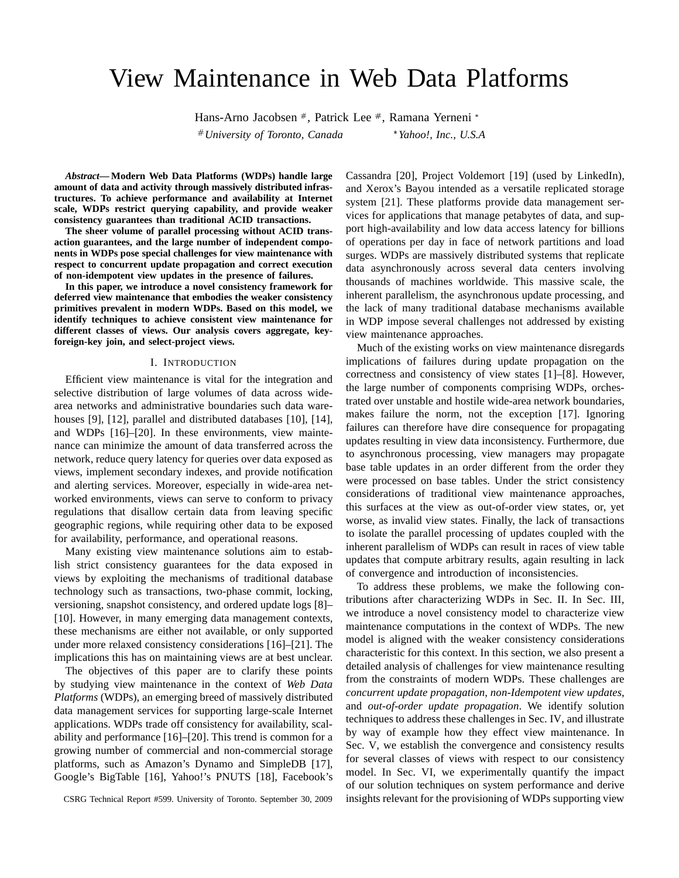# View Maintenance in Web Data Platforms

Hans-Arno Jacobsen [#], Patrick Lee [#], Ramana Yerneni [*]

[#] *University of Toronto, Canada* [*] *Yahoo!, Inc., U.S.A*

***Abstract*— Modern Web Data Platforms (WDPs) handle large amount of data and activity through massively distributed infrastructures. To achieve performance and availability at Internet scale, WDPs restrict querying capability, and provide weaker consistency guarantees than traditional ACID transactions.**

**The sheer volume of parallel processing without ACID transaction guarantees, and the large number of independent components in WDPs pose special challenges for view maintenance with respect to concurrent update propagation and correct execution of non-idempotent view updates in the presence of failures.**

**In this paper, we introduce a novel consistency framework for deferred view maintenance that embodies the weaker consistency primitives prevalent in modern WDPs. Based on this model, we identify techniques to achieve consistent view maintenance for different classes of views. Our analysis covers aggregate, key-foreign-key join, and select-project views.**

## I. Introduction

Efficient view maintenance is vital for the integration and selective distribution of large volumes of data across wide-area networks and administrative boundaries such data warehouses [9], [12], parallel and distributed databases [10], [14], and WDPs [16]–[20]. In these environments, view maintenance can minimize the amount of data transferred across the network, reduce query latency for queries over data exposed as views, implement secondary indexes, and provide notification and alerting services. Moreover, especially in wide-area networked environments, views can serve to conform to privacy regulations that disallow certain data from leaving specific geographic regions, while requiring other data to be exposed for availability, performance, and operational reasons.

Many existing view maintenance solutions aim to establish strict consistency guarantees for the data exposed in views by exploiting the mechanisms of traditional database technology such as transactions, two-phase commit, locking, versioning, snapshot consistency, and ordered update logs [8]–[10]. However, in many emerging data management contexts, these mechanisms are either not available, or only supported under more relaxed consistency considerations [16]–[21]. The implications this has on maintaining views are at best unclear.

The objectives of this paper are to clarify these points by studying view maintenance in the context of *Web Data Platforms* (WDPs), an emerging breed of massively distributed data management services for supporting large-scale Internet applications. WDPs trade off consistency for availability, scalability and performance [16]–[20]. This trend is common for a growing number of commercial and non-commercial storage platforms, such as Amazon's Dynamo and SimpleDB [17], Google's BigTable [16], Yahoo!'s PNUTS [18], Facebook's Cassandra [20], Project Voldemort [19] (used by LinkedIn), and Xerox's Bayou intended as a versatile replicated storage system [21]. These platforms provide data management services for applications that manage petabytes of data, and support high-availability and low data access latency for billions of operations per day in face of network partitions and load surges. WDPs are massively distributed systems that replicate data asynchronously across several data centers involving thousands of machines worldwide. This massive scale, the inherent parallelism, the asynchronous update processing, and the lack of many traditional database mechanisms available in WDP impose several challenges not addressed by existing view maintenance approaches.

Much of the existing works on view maintenance disregards implications of failures during update propagation on the correctness and consistency of view states [1]–[8]. However, the large number of components comprising WDPs, orchestrated over unstable and hostile wide-area network boundaries, makes failure the norm, not the exception [17]. Ignoring failures can therefore have dire consequence for propagating updates resulting in view data inconsistency. Furthermore, due to asynchronous processing, view managers may propagate base table updates in an order different from the order they were processed on base tables. Under the strict consistency considerations of traditional view maintenance approaches, this surfaces at the view as out-of-order view states, or, yet worse, as invalid view states. Finally, the lack of transactions to isolate the parallel processing of updates coupled with the inherent parallelism of WDPs can result in races of view table updates that compute arbitrary results, again resulting in lack of convergence and introduction of inconsistencies.

To address these problems, we make the following contributions after characterizing WDPs in Sec. II. In Sec. III, we introduce a novel consistency model to characterize view maintenance computations in the context of WDPs. The new model is aligned with the weaker consistency considerations characteristic for this context. In this section, we also present a detailed analysis of challenges for view maintenance resulting from the constraints of modern WDPs. These challenges are *concurrent update propagation*, *non-Idempotent view updates*, and *out-of-order update propagation*. We identify solution techniques to address these challenges in Sec. IV, and illustrate by way of example how they effect view maintenance. In Sec. V, we establish the convergence and consistency results for several classes of views with respect to our consistency model. In Sec. VI, we experimentally quantify the impact of our solution techniques on system performance and derive insights relevant for the provisioning of WDPs supporting view

CSRG Technical Report #599. University of Toronto. September 30, 2009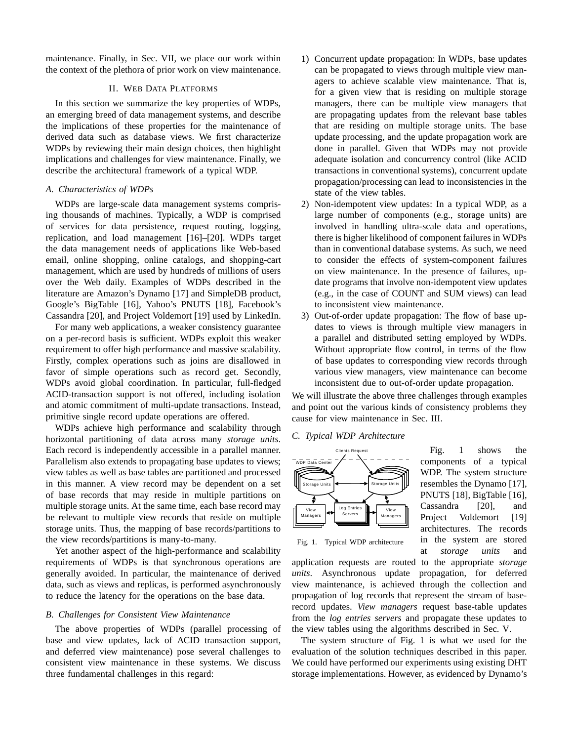maintenance. Finally, in Sec. VII, we place our work within the context of the plethora of prior work on view maintenance.

## II. Web Data Platforms

In this section we summarize the key properties of WDPs, an emerging breed of data management systems, and describe the implications of these properties for the maintenance of derived data such as database views. We first characterize WDPs by reviewing their main design choices, then highlight implications and challenges for view maintenance. Finally, we describe the architectural framework of a typical WDP.

### A. Characteristics of WDPs

WDPs are large-scale data management systems comprising thousands of machines. Typically, a WDP is comprised of services for data persistence, request routing, logging, replication, and load management [16]–[20]. WDPs target the data management needs of applications like Web-based email, online shopping, online catalogs, and shopping-cart management, which are used by hundreds of millions of users over the Web daily. Examples of WDPs described in the literature are Amazon's Dynamo [17] and SimpleDB product, Google's BigTable [16], Yahoo's PNUTS [18], Facebook's Cassandra [20], and Project Voldemort [19] used by LinkedIn.

For many web applications, a weaker consistency guarantee on a per-record basis is sufficient. WDPs exploit this weaker requirement to offer high performance and massive scalability. Firstly, complex operations such as joins are disallowed in favor of simple operations such as record get. Secondly, WDPs avoid global coordination. In particular, full-fledged ACID-transaction support is not offered, including isolation and atomic commitment of multi-update transactions. Instead, primitive single record update operations are offered.

WDPs achieve high performance and scalability through horizontal partitioning of data across many *storage units*. Each record is independently accessible in a parallel manner. Parallelism also extends to propagating base updates to views; view tables as well as base tables are partitioned and processed in this manner. A view record may be dependent on a set of base records that may reside in multiple partitions on multiple storage units. At the same time, each base record may be relevant to multiple view records that reside on multiple storage units. Thus, the mapping of base records/partitions to the view records/partitions is many-to-many.

Yet another aspect of the high-performance and scalability requirements of WDPs is that synchronous operations are generally avoided. In particular, the maintenance of derived data, such as views and replicas, is performed asynchronously to reduce the latency for the operations on the base data.

### B. Challenges for Consistent View Maintenance

The above properties of WDPs (parallel processing of base and view updates, lack of ACID transaction support, and deferred view maintenance) pose several challenges to consistent view maintenance in these systems. We discuss three fundamental challenges in this regard:

1) Concurrent update propagation: In WDPs, base updates can be propagated to views through multiple view managers to achieve scalable view maintenance. That is, for a given view that is residing on multiple storage managers, there can be multiple view managers that are propagating updates from the relevant base tables that are residing on multiple storage units. The base update processing, and the update propagation work are done in parallel. Given that WDPs may not provide adequate isolation and concurrency control (like ACID transactions in conventional systems), concurrent update propagation/processing can lead to inconsistencies in the state of the view tables.
2) Non-idempotent view updates: In a typical WDP, as a large number of components (e.g., storage units) are involved in handling ultra-scale data and operations, there is higher likelihood of component failures in WDPs than in conventional database systems. As such, we need to consider the effects of system-component failures on view maintenance. In the presence of failures, update programs that involve non-idempotent view updates (e.g., in the case of COUNT and SUM views) can lead to inconsistent view maintenance.
3) Out-of-order update propagation: The flow of base updates to views is through multiple view managers in a parallel and distributed setting employed by WDPs. Without appropriate flow control, in terms of the flow of base updates to corresponding view records through various view managers, view maintenance can become inconsistent due to out-of-order update propagation.

We will illustrate the above three challenges through examples and point out the various kinds of consistency problems they cause for view maintenance in Sec. III.

### C. Typical WDP Architecture

Fig. 1. Typical WDP architecture

Fig. 1 shows the components of a typical WDP. The system structure resembles the Dynamo [17], PNUTS [18], BigTable [16], Cassandra [20], and Project Voldemort [19] architectures. The records in the system are stored at *storage units* and application requests are routed to the appropriate *storage units*. Asynchronous update propagation, for deferred view maintenance, is achieved through the collection and propagation of log records that represent the stream of base-record updates. *View managers* request base-table updates from the *log entries servers* and propagate these updates to the view tables using the algorithms described in Sec. V.

The system structure of Fig. 1 is what we used for the evaluation of the solution techniques described in this paper. We could have performed our experiments using existing DHT storage implementations. However, as evidenced by Dynamo's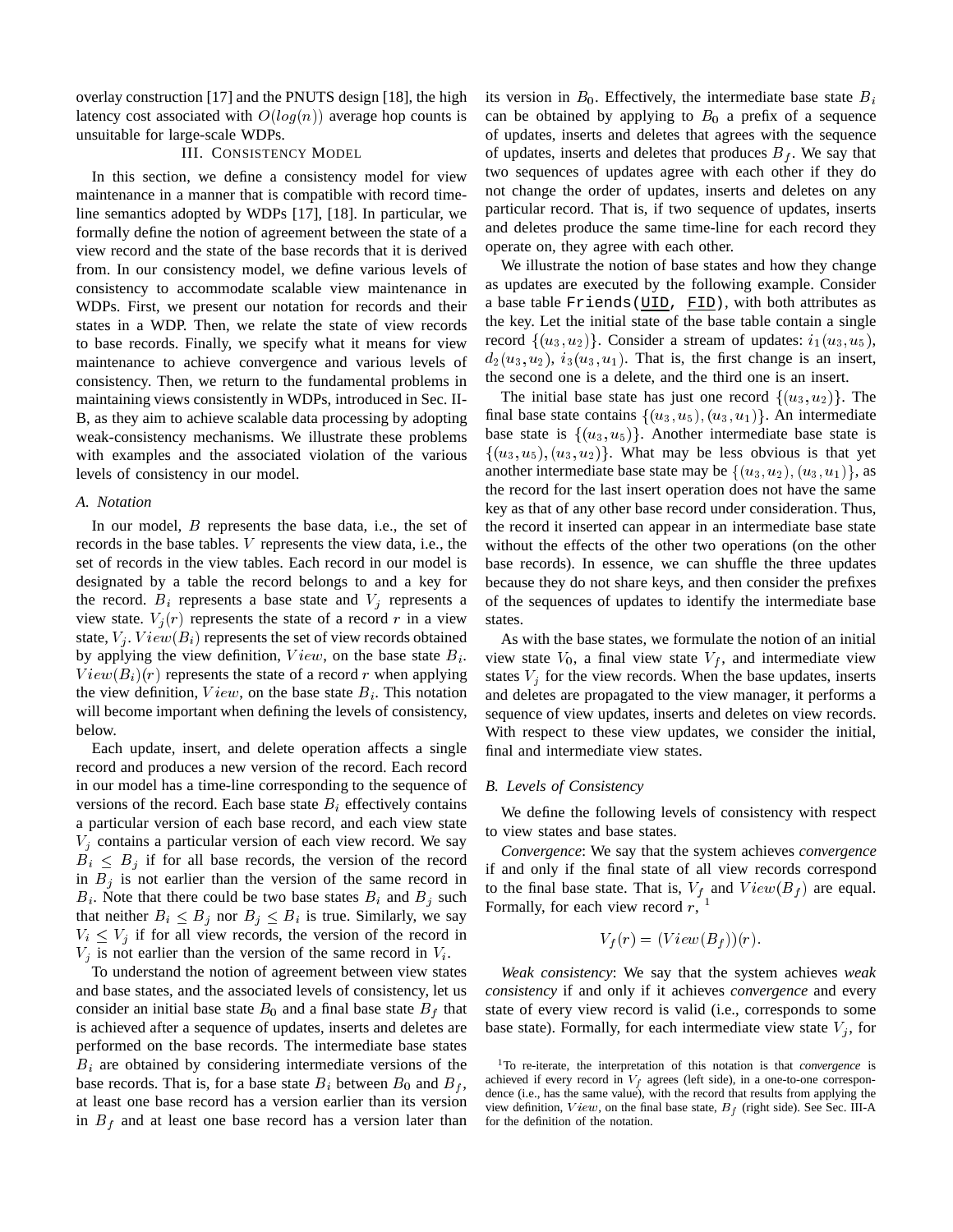overlay construction [17] and the PNUTS design [18], the high latency cost associated with $O(log(n))$ average hop counts is unsuitable for large-scale WDPs.

## III. Consistency Model

In this section, we define a consistency model for view maintenance in a manner that is compatible with record time-line semantics adopted by WDPs [17], [18]. In particular, we formally define the notion of agreement between the state of a view record and the state of the base records that it is derived from. In our consistency model, we define various levels of consistency to accommodate scalable view maintenance in WDPs. First, we present our notation for records and their states in a WDP. Then, we relate the state of view records to base records. Finally, we specify what it means for view maintenance to achieve convergence and various levels of consistency. Then, we return to the fundamental problems in maintaining views consistently in WDPs, introduced in Sec. II-B, as they aim to achieve scalable data processing by adopting weak-consistency mechanisms. We illustrate these problems with examples and the associated violation of the various levels of consistency in our model.

### A. Notation

In our model, $B$ represents the base data, i.e., the set of records in the base tables. $V$ represents the view data, i.e., the set of records in the view tables. Each record in our model is designated by a table the record belongs to and a key for the record. $B_i$ represents a base state and $V_j$ represents a view state. $V_j(r)$ represents the state of a record $r$ in a view state, $V_j$. $View(B_i)$ represents the set of view records obtained by applying the view definition, $View$, on the base state $B_i$. $View(B_i)(r)$ represents the state of a record $r$ when applying the view definition, $View$, on the base state $B_i$. This notation will become important when defining the levels of consistency, below.

Each update, insert, and delete operation affects a single record and produces a new version of the record. Each record in our model has a time-line corresponding to the sequence of versions of the record. Each base state $B_i$ effectively contains a particular version of each base record, and each view state $V_j$ contains a particular version of each view record. We say $B_i \leq B_j$ if for all base records, the version of the record in $B_j$ is not earlier than the version of the same record in $B_i$. Note that there could be two base states $B_i$ and $B_j$ such that neither $B_i \leq B_j$ nor $B_j \leq B_i$ is true. Similarly, we say $V_i \leq V_j$ if for all view records, the version of the record in $V_j$ is not earlier than the version of the same record in $V_i$.

To understand the notion of agreement between view states and base states, and the associated levels of consistency, let us consider an initial base state $B_0$ and a final base state $B_f$ that is achieved after a sequence of updates, inserts and deletes are performed on the base records. The intermediate base states $B_i$ are obtained by considering intermediate versions of the base records. That is, for a base state $B_i$ between $B_0$ and $B_f$, at least one base record has a version earlier than its version in $B_f$ and at least one base record has a version later than its version in $B_0$. Effectively, the intermediate base state $B_i$ can be obtained by applying to $B_0$ a prefix of a sequence of updates, inserts and deletes that agrees with the sequence of updates, inserts and deletes that produces $B_f$. We say that two sequences of updates agree with each other if they do not change the order of updates, inserts and deletes on any particular record. That is, if two sequence of updates, inserts and deletes produce the same time-line for each record they operate on, they agree with each other.

We illustrate the notion of base states and how they change as updates are executed by the following example. Consider a base table `Friends(UID, FID)`, with both attributes as the key. Let the initial state of the base table contain a single record $\{(u_3, u_2)\}$. Consider a stream of updates: $i_1(u_3, u_5)$, $d_2(u_3, u_2)$, $i_3(u_3, u_1)$. That is, the first change is an insert, the second one is a delete, and the third one is an insert.

The initial base state has just one record $\{(u_3, u_2)\}$. The final base state contains $\{(u_3, u_5), (u_3, u_1)\}$. An intermediate base state is $\{(u_3, u_5)\}$. Another intermediate base state is $\{(u_3, u_5), (u_3, u_2)\}$. What may be less obvious is that yet another intermediate base state may be $\{(u_3, u_2), (u_3, u_1)\}$, as the record for the last insert operation does not have the same key as that of any other base record under consideration. Thus, the record it inserted can appear in an intermediate base state without the effects of the other two operations (on the other base records). In essence, we can shuffle the three updates because they do not share keys, and then consider the prefixes of the sequences of updates to identify the intermediate base states.

As with the base states, we formulate the notion of an initial view state $V_0$, a final view state $V_f$, and intermediate view states $V_j$ for the view records. When the base updates, inserts and deletes are propagated to the view manager, it performs a sequence of view updates, inserts and deletes on view records. With respect to these view updates, we consider the initial, final and intermediate view states.

### B. Levels of Consistency

We define the following levels of consistency with respect to view states and base states.

*Convergence*: We say that the system achieves *convergence* if and only if the final state of all view records correspond to the final base state. That is, $V_f$ and $View(B_f)$ are equal. Formally, for each view record $r$, [1]

$$V_f(r) = (View(B_f))(r).$$

*Weak consistency*: We say that the system achieves *weak consistency* if and only if it achieves *convergence* and every state of every view record is valid (i.e., corresponds to some base state). Formally, for each intermediate view state $V_j$, for

[1] To re-iterate, the interpretation of this notation is that *convergence* is achieved if every record in $V_f$ agrees (left side), in a one-to-one correspondence (i.e., has the same value), with the record that results from applying the view definition, $View$, on the final base state, $B_f$ (right side). See Sec. III-A for the definition of the notation.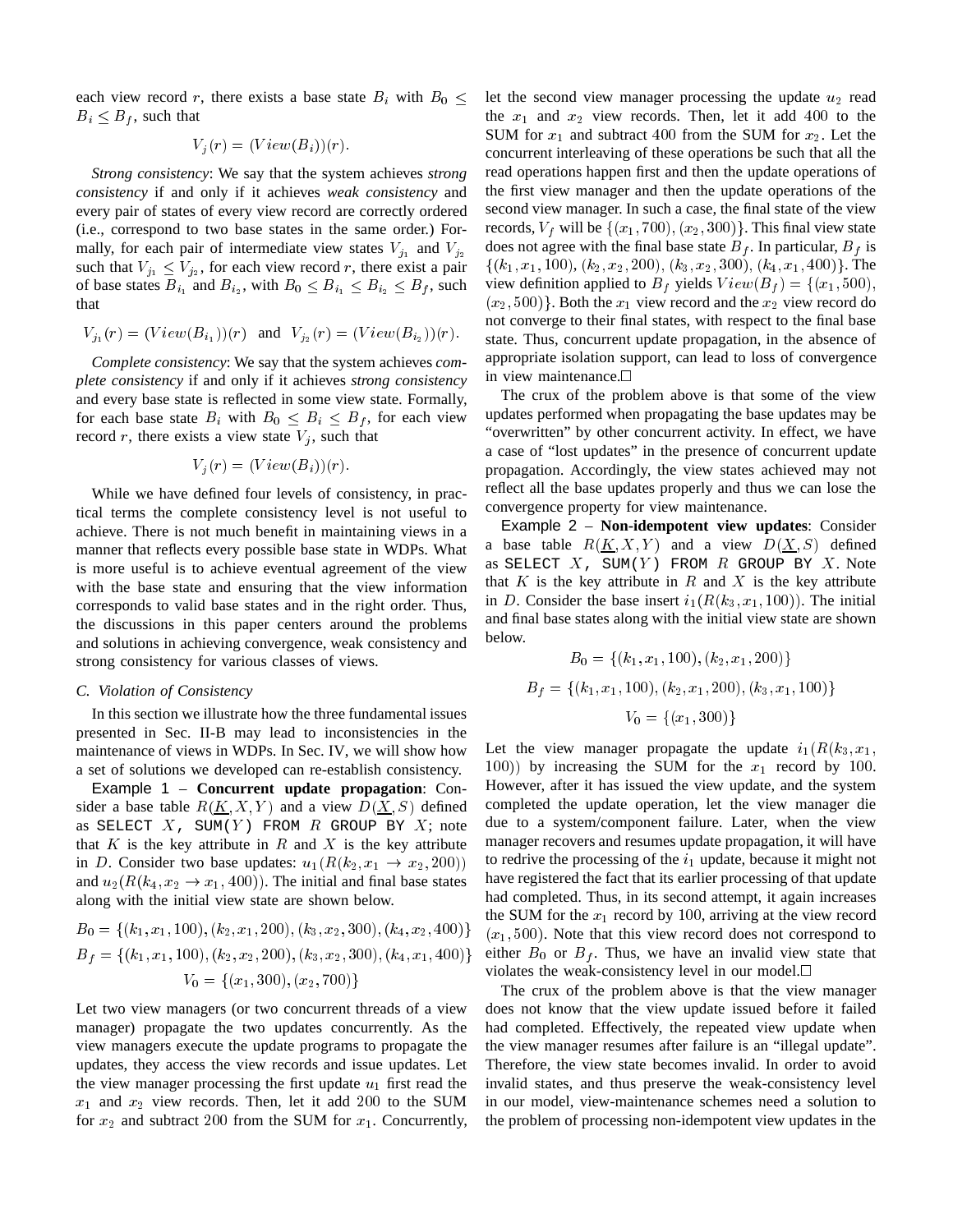each view record $r$, there exists a base state $B_i$ with $B_0 \leq B_i \leq B_f$, such that

$$V_j(r) = (View(B_i))(r).$$

*Strong consistency*: We say that the system achieves *strong consistency* if and only if it achieves *weak consistency* and every pair of states of every view record are correctly ordered (i.e., correspond to two base states in the same order.) Formally, for each pair of intermediate view states $V_{j_1}$ and $V_{j_2}$ such that $V_{j_1} \leq V_{j_2}$, for each view record $r$, there exist a pair of base states $B_{i_1}$ and $B_{i_2}$, with $B_0 \leq B_{i_1} \leq B_{i_2} \leq B_f$, such that

$$V_{j_1}(r) = (View(B_{i_1}))(r) \text{ and } V_{j_2}(r) = (View(B_{i_2}))(r).$$

*Complete consistency*: We say that the system achieves *complete consistency* if and only if it achieves *strong consistency* and every base state is reflected in some view state. Formally, for each base state $B_i$ with $B_0 \leq B_i \leq B_f$, for each view record $r$, there exists a view state $V_j$, such that

$$V_j(r) = (View(B_i))(r).$$

While we have defined four levels of consistency, in practical terms the complete consistency level is not useful to achieve. There is not much benefit in maintaining views in a manner that reflects every possible base state in WDPs. What is more useful is to achieve eventual agreement of the view with the base state and ensuring that the view information corresponds to valid base states and in the right order. Thus, the discussions in this paper centers around the problems and solutions in achieving convergence, weak consistency and strong consistency for various classes of views.

### C. Violation of Consistency

In this section we illustrate how the three fundamental issues presented in Sec. II-B may lead to inconsistencies in the maintenance of views in WDPs. In Sec. IV, we will show how a set of solutions we developed can re-establish consistency.

Example 1 – **Concurrent update propagation**: Consider a base table $R(\underline{K}, X, Y)$ and a view $D(\underline{X}, S)$ defined as `SELECT` $X$, `SUM(`$Y$`) FROM` $R$ `GROUP BY` $X$; note that $K$ is the key attribute in $R$ and $X$ is the key attribute in $D$. Consider two base updates: $u_1(R(k_2, x_1 \rightarrow x_2, 200))$ and $u_2(R(k_4, x_2 \rightarrow x_1, 400))$. The initial and final base states along with the initial view state are shown below.

$$B_0 = \{(k_1, x_1, 100), (k_2, x_1, 200), (k_3, x_2, 300), (k_4, x_2, 400)\}$$

$$B_f = \{(k_1, x_1, 100), (k_2, x_2, 200), (k_3, x_2, 300), (k_4, x_1, 400)\}$$

$$V_0 = \{(x_1, 300), (x_2, 700)\}$$

Let two view managers (or two concurrent threads of a view manager) propagate the two updates concurrently. As the view managers execute the update programs to propagate the updates, they access the view records and issue updates. Let the view manager processing the first update $u_1$ first read the $x_1$ and $x_2$ view records. Then, let it add 200 to the SUM for $x_2$ and subtract 200 from the SUM for $x_1$. Concurrently, let the second view manager processing the update $u_2$ read the $x_1$ and $x_2$ view records. Then, let it add 400 to the SUM for $x_1$ and subtract 400 from the SUM for $x_2$. Let the concurrent interleaving of these operations be such that all the read operations happen first and then the update operations of the first view manager and then the update operations of the second view manager. In such a case, the final state of the view records, $V_f$ will be $\{(x_1, 700), (x_2, 300)\}$. This final view state does not agree with the final base state $B_f$. In particular, $B_f$ is $\{(k_1, x_1, 100), (k_2, x_2, 200), (k_3, x_2, 300), (k_4, x_1, 400)\}$. The view definition applied to $B_f$ yields $View(B_f) = \{(x_1, 500), (x_2, 500)\}$. Both the $x_1$ view record and the $x_2$ view record do not converge to their final states, with respect to the final base state. Thus, concurrent update propagation, in the absence of appropriate isolation support, can lead to loss of convergence in view maintenance.□

The crux of the problem above is that some of the view updates performed when propagating the base updates may be "overwritten" by other concurrent activity. In effect, we have a case of "lost updates" in the presence of concurrent update propagation. Accordingly, the view states achieved may not reflect all the base updates properly and thus we can lose the convergence property for view maintenance.

Example 2 – **Non-idempotent view updates**: Consider a base table $R(\underline{K}, X, Y)$ and a view $D(\underline{X}, S)$ defined as `SELECT` $X$, `SUM(`$Y$`) FROM` $R$ `GROUP BY` $X$. Note that $K$ is the key attribute in $R$ and $X$ is the key attribute in $D$. Consider the base insert $i_1(R(k_3, x_1, 100))$. The initial and final base states along with the initial view state are shown below.

$$B_0 = \{(k_1, x_1, 100), (k_2, x_1, 200)\}$$

$$B_f = \{(k_1, x_1, 100), (k_2, x_1, 200), (k_3, x_1, 100)\}$$

$$V_0 = \{(x_1, 300)\}$$

Let the view manager propagate the update $i_1(R(k_3, x_1, 100))$ by increasing the SUM for the $x_1$ record by 100. However, after it has issued the view update, and the system completed the update operation, let the view manager die due to a system/component failure. Later, when the view manager recovers and resumes update propagation, it will have to redrive the processing of the $i_1$ update, because it might not have registered the fact that its earlier processing of that update had completed. Thus, in its second attempt, it again increases the SUM for the $x_1$ record by 100, arriving at the view record $(x_1, 500)$. Note that this view record does not correspond to either $B_0$ or $B_f$. Thus, we have an invalid view state that violates the weak-consistency level in our model.□

The crux of the problem above is that the view manager does not know that the view update issued before it failed had completed. Effectively, the repeated view update when the view manager resumes after failure is an "illegal update". Therefore, the view state becomes invalid. In order to avoid invalid states, and thus preserve the weak-consistency level in our model, view-maintenance schemes need a solution to the problem of processing non-idempotent view updates in the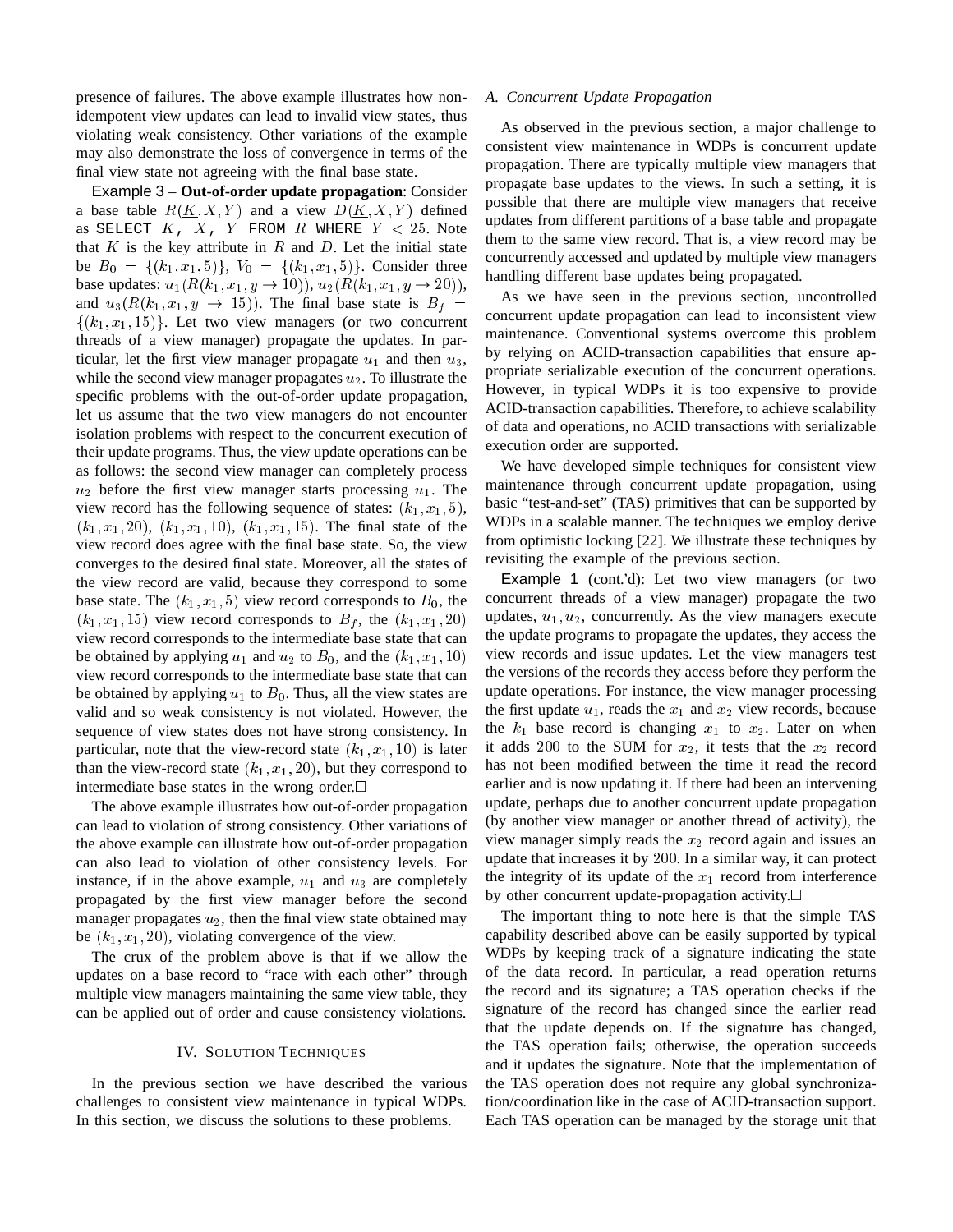presence of failures. The above example illustrates how non-idempotent view updates can lead to invalid view states, thus violating weak consistency. Other variations of the example may also demonstrate the loss of convergence in terms of the final view state not agreeing with the final base state.

Example 3 – **Out-of-order update propagation**: Consider a base table $R(\underline{K}, X, Y)$ and a view $D(\underline{K}, X, Y)$ defined as SELECT $K$, $X$, $Y$ FROM $R$ WHERE $Y < 25$. Note that $K$ is the key attribute in $R$ and $D$. Let the initial state be $B_0 = \{(k_1, x_1, 5)\}$, $V_0 = \{(k_1, x_1, 5)\}$. Consider three base updates: $u_1(R(k_1, x_1, y \rightarrow 10))$, $u_2(R(k_1, x_1, y \rightarrow 20))$, and $u_3(R(k_1, x_1, y \rightarrow 15))$. The final base state is $B_f = \{(k_1, x_1, 15)\}$. Let two view managers (or two concurrent threads of a view manager) propagate the updates. In particular, let the first view manager propagate $u_1$ and then $u_3$, while the second view manager propagates $u_2$. To illustrate the specific problems with the out-of-order update propagation, let us assume that the two view managers do not encounter isolation problems with respect to the concurrent execution of their update programs. Thus, the view update operations can be as follows: the second view manager can completely process $u_2$ before the first view manager starts processing $u_1$. The view record has the following sequence of states: $(k_1, x_1, 5)$, $(k_1, x_1, 20)$, $(k_1, x_1, 10)$, $(k_1, x_1, 15)$. The final state of the view record does agree with the final base state. So, the view converges to the desired final state. Moreover, all the states of the view record are valid, because they correspond to some base state. The $(k_1, x_1, 5)$ view record corresponds to $B_0$, the $(k_1, x_1, 15)$ view record corresponds to $B_f$, the $(k_1, x_1, 20)$ view record corresponds to the intermediate base state that can be obtained by applying $u_1$ and $u_2$ to $B_0$, and the $(k_1, x_1, 10)$ view record corresponds to the intermediate base state that can be obtained by applying $u_1$ to $B_0$. Thus, all the view states are valid and so weak consistency is not violated. However, the sequence of view states does not have strong consistency. In particular, note that the view-record state $(k_1, x_1, 10)$ is later than the view-record state $(k_1, x_1, 20)$, but they correspond to intermediate base states in the wrong order.□

The above example illustrates how out-of-order propagation can lead to violation of strong consistency. Other variations of the above example can illustrate how out-of-order propagation can also lead to violation of other consistency levels. For instance, if in the above example, $u_1$ and $u_3$ are completely propagated by the first view manager before the second manager propagates $u_2$, then the final view state obtained may be $(k_1, x_1, 20)$, violating convergence of the view.

The crux of the problem above is that if we allow the updates on a base record to "race with each other" through multiple view managers maintaining the same view table, they can be applied out of order and cause consistency violations.

## IV. Solution Techniques

In the previous section we have described the various challenges to consistent view maintenance in typical WDPs. In this section, we discuss the solutions to these problems.

### A. Concurrent Update Propagation

As observed in the previous section, a major challenge to consistent view maintenance in WDPs is concurrent update propagation. There are typically multiple view managers that propagate base updates to the views. In such a setting, it is possible that there are multiple view managers that receive updates from different partitions of a base table and propagate them to the same view record. That is, a view record may be concurrently accessed and updated by multiple view managers handling different base updates being propagated.

As we have seen in the previous section, uncontrolled concurrent update propagation can lead to inconsistent view maintenance. Conventional systems overcome this problem by relying on ACID-transaction capabilities that ensure appropriate serializable execution of the concurrent operations. However, in typical WDPs it is too expensive to provide ACID-transaction capabilities. Therefore, to achieve scalability of data and operations, no ACID transactions with serializable execution order are supported.

We have developed simple techniques for consistent view maintenance through concurrent update propagation, using basic "test-and-set" (TAS) primitives that can be supported by WDPs in a scalable manner. The techniques we employ derive from optimistic locking [22]. We illustrate these techniques by revisiting the example of the previous section.

Example 1 (cont.'d): Let two view managers (or two concurrent threads of a view manager) propagate the two updates, $u_1, u_2$, concurrently. As the view managers execute the update programs to propagate the updates, they access the view records and issue updates. Let the view managers test the versions of the records they access before they perform the update operations. For instance, the view manager processing the first update $u_1$, reads the $x_1$ and $x_2$ view records, because the $k_1$ base record is changing $x_1$ to $x_2$. Later on when it adds 200 to the SUM for $x_2$, it tests that the $x_2$ record has not been modified between the time it read the record earlier and is now updating it. If there had been an intervening update, perhaps due to another concurrent update propagation (by another view manager or another thread of activity), the view manager simply reads the $x_2$ record again and issues an update that increases it by 200. In a similar way, it can protect the integrity of its update of the $x_1$ record from interference by other concurrent update-propagation activity.□

The important thing to note here is that the simple TAS capability described above can be easily supported by typical WDPs by keeping track of a signature indicating the state of the data record. In particular, a read operation returns the record and its signature; a TAS operation checks if the signature of the record has changed since the earlier read that the update depends on. If the signature has changed, the TAS operation fails; otherwise, the operation succeeds and it updates the signature. Note that the implementation of the TAS operation does not require any global synchronization/coordination like in the case of ACID-transaction support. Each TAS operation can be managed by the storage unit that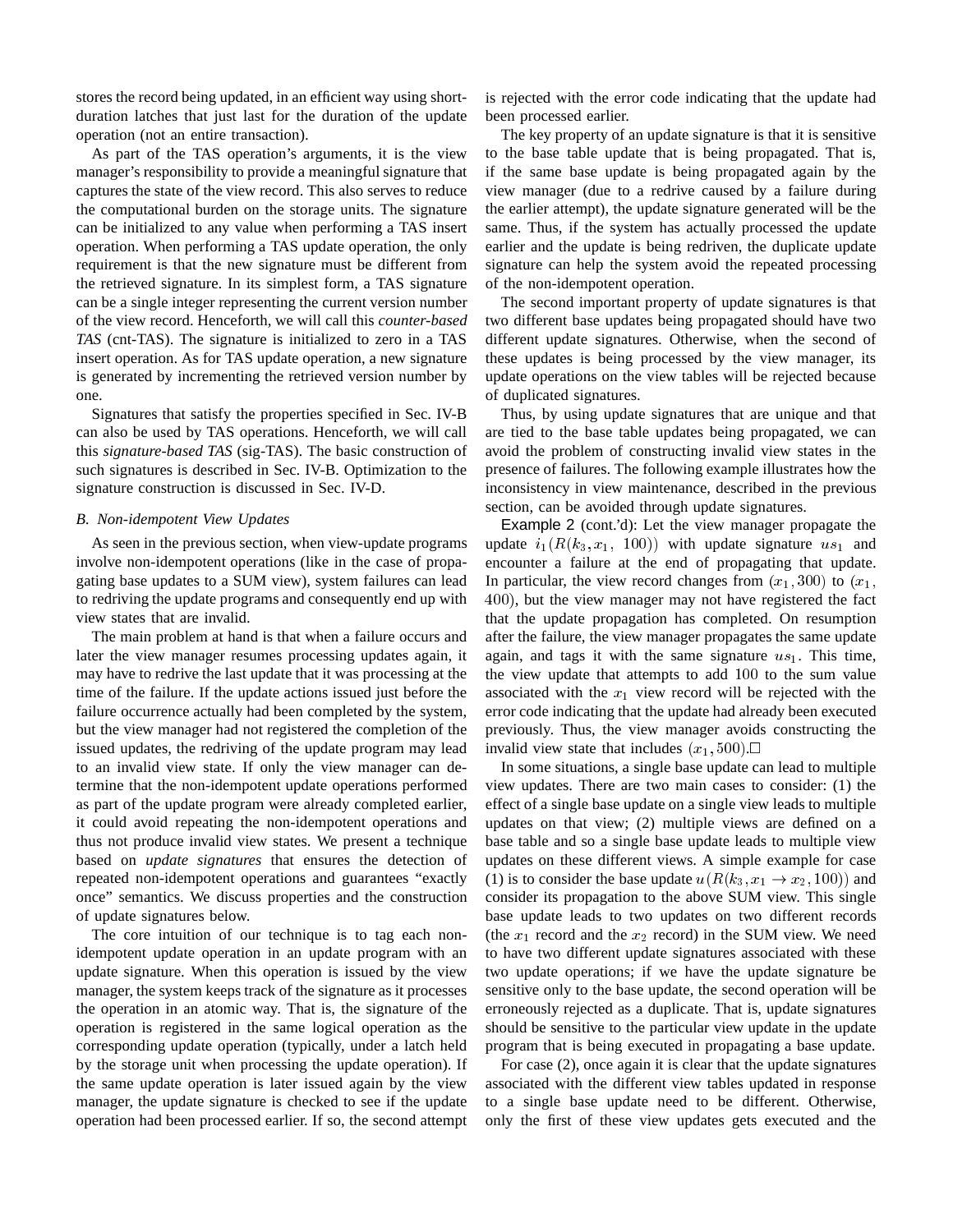stores the record being updated, in an efficient way using short-duration latches that just last for the duration of the update operation (not an entire transaction).

As part of the TAS operation's arguments, it is the view manager's responsibility to provide a meaningful signature that captures the state of the view record. This also serves to reduce the computational burden on the storage units. The signature can be initialized to any value when performing a TAS insert operation. When performing a TAS update operation, the only requirement is that the new signature must be different from the retrieved signature. In its simplest form, a TAS signature can be a single integer representing the current version number of the view record. Henceforth, we will call this *counter-based TAS* (cnt-TAS). The signature is initialized to zero in a TAS insert operation. As for TAS update operation, a new signature is generated by incrementing the retrieved version number by one.

Signatures that satisfy the properties specified in Sec. IV-B can also be used by TAS operations. Henceforth, we will call this *signature-based TAS* (sig-TAS). The basic construction of such signatures is described in Sec. IV-B. Optimization to the signature construction is discussed in Sec. IV-D.

### *B. Non-idempotent View Updates*

As seen in the previous section, when view-update programs involve non-idempotent operations (like in the case of propagating base updates to a SUM view), system failures can lead to redriving the update programs and consequently end up with view states that are invalid.

The main problem at hand is that when a failure occurs and later the view manager resumes processing updates again, it may have to redrive the last update that it was processing at the time of the failure. If the update actions issued just before the failure occurrence actually had been completed by the system, but the view manager had not registered the completion of the issued updates, the redriving of the update program may lead to an invalid view state. If only the view manager can determine that the non-idempotent update operations performed as part of the update program were already completed earlier, it could avoid repeating the non-idempotent operations and thus not produce invalid view states. We present a technique based on *update signatures* that ensures the detection of repeated non-idempotent operations and guarantees "exactly once" semantics. We discuss properties and the construction of update signatures below.

The core intuition of our technique is to tag each non-idempotent update operation in an update program with an update signature. When this operation is issued by the view manager, the system keeps track of the signature as it processes the operation in an atomic way. That is, the signature of the operation is registered in the same logical operation as the corresponding update operation (typically, under a latch held by the storage unit when processing the update operation). If the same update operation is later issued again by the view manager, the update signature is checked to see if the update operation had been processed earlier. If so, the second attempt is rejected with the error code indicating that the update had been processed earlier.

The key property of an update signature is that it is sensitive to the base table update that is being propagated. That is, if the same base update is being propagated again by the view manager (due to a redrive caused by a failure during the earlier attempt), the update signature generated will be the same. Thus, if the system has actually processed the update earlier and the update is being redriven, the duplicate update signature can help the system avoid the repeated processing of the non-idempotent operation.

The second important property of update signatures is that two different base updates being propagated should have two different update signatures. Otherwise, when the second of these updates is being processed by the view manager, its update operations on the view tables will be rejected because of duplicated signatures.

Thus, by using update signatures that are unique and that are tied to the base table updates being propagated, we can avoid the problem of constructing invalid view states in the presence of failures. The following example illustrates how the inconsistency in view maintenance, described in the previous section, can be avoided through update signatures.

Example 2 (cont.'d): Let the view manager propagate the update $i_1(R(k_3, x_1,\ 100))$ with update signature $us_1$ and encounter a failure at the end of propagating that update. In particular, the view record changes from $(x_1, 300)$ to $(x_1,$ $400)$, but the view manager may not have registered the fact that the update propagation has completed. On resumption after the failure, the view manager propagates the same update again, and tags it with the same signature $us_1$. This time, the view update that attempts to add 100 to the sum value associated with the $x_1$ view record will be rejected with the error code indicating that the update had already been executed previously. Thus, the view manager avoids constructing the invalid view state that includes $(x_1, 500)$.□

In some situations, a single base update can lead to multiple view updates. There are two main cases to consider: (1) the effect of a single base update on a single view leads to multiple updates on that view; (2) multiple views are defined on a base table and so a single base update leads to multiple view updates on these different views. A simple example for case (1) is to consider the base update $u(R(k_3, x_1 \rightarrow x_2, 100))$ and consider its propagation to the above SUM view. This single base update leads to two updates on two different records (the $x_1$ record and the $x_2$ record) in the SUM view. We need to have two different update signatures associated with these two update operations; if we have the update signature be sensitive only to the base update, the second operation will be erroneously rejected as a duplicate. That is, update signatures should be sensitive to the particular view update in the update program that is being executed in propagating a base update.

For case (2), once again it is clear that the update signatures associated with the different view tables updated in response to a single base update need to be different. Otherwise, only the first of these view updates gets executed and the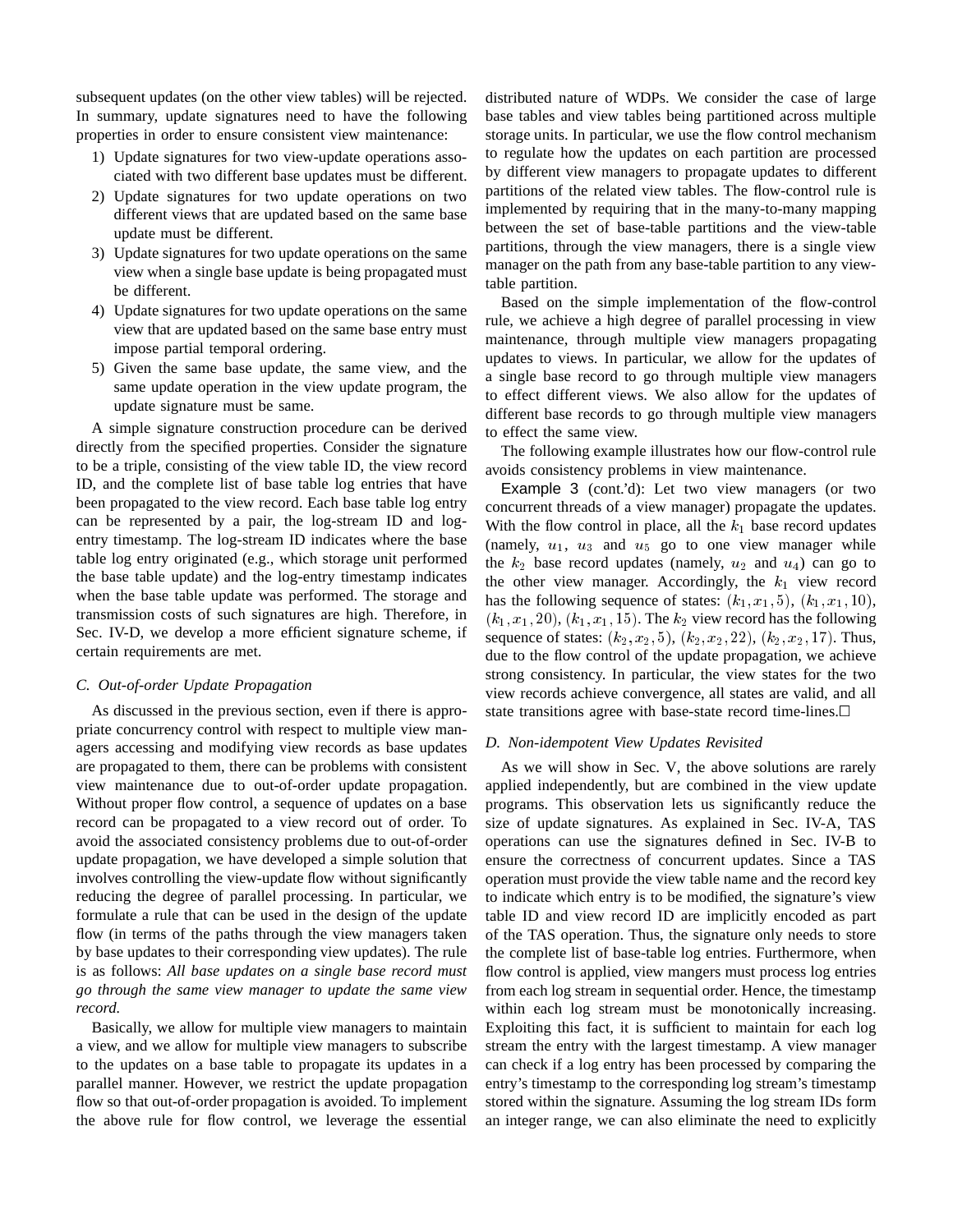subsequent updates (on the other view tables) will be rejected. In summary, update signatures need to have the following properties in order to ensure consistent view maintenance:

1) Update signatures for two view-update operations associated with two different base updates must be different.
2) Update signatures for two update operations on two different views that are updated based on the same base update must be different.
3) Update signatures for two update operations on the same view when a single base update is being propagated must be different.
4) Update signatures for two update operations on the same view that are updated based on the same base entry must impose partial temporal ordering.
5) Given the same base update, the same view, and the same update operation in the view update program, the update signature must be same.

A simple signature construction procedure can be derived directly from the specified properties. Consider the signature to be a triple, consisting of the view table ID, the view record ID, and the complete list of base table log entries that have been propagated to the view record. Each base table log entry can be represented by a pair, the log-stream ID and log-entry timestamp. The log-stream ID indicates where the base table log entry originated (e.g., which storage unit performed the base table update) and the log-entry timestamp indicates when the base table update was performed. The storage and transmission costs of such signatures are high. Therefore, in Sec. IV-D, we develop a more efficient signature scheme, if certain requirements are met.

### C. Out-of-order Update Propagation

As discussed in the previous section, even if there is appropriate concurrency control with respect to multiple view managers accessing and modifying view records as base updates are propagated to them, there can be problems with consistent view maintenance due to out-of-order update propagation. Without proper flow control, a sequence of updates on a base record can be propagated to a view record out of order. To avoid the associated consistency problems due to out-of-order update propagation, we have developed a simple solution that involves controlling the view-update flow without significantly reducing the degree of parallel processing. In particular, we formulate a rule that can be used in the design of the update flow (in terms of the paths through the view managers taken by base updates to their corresponding view updates). The rule is as follows: *All base updates on a single base record must go through the same view manager to update the same view record.*

Basically, we allow for multiple view managers to maintain a view, and we allow for multiple view managers to subscribe to the updates on a base table to propagate its updates in a parallel manner. However, we restrict the update propagation flow so that out-of-order propagation is avoided. To implement the above rule for flow control, we leverage the essential distributed nature of WDPs. We consider the case of large base tables and view tables being partitioned across multiple storage units. In particular, we use the flow control mechanism to regulate how the updates on each partition are processed by different view managers to propagate updates to different partitions of the related view tables. The flow-control rule is implemented by requiring that in the many-to-many mapping between the set of base-table partitions and the view-table partitions, through the view managers, there is a single view manager on the path from any base-table partition to any view-table partition.

Based on the simple implementation of the flow-control rule, we achieve a high degree of parallel processing in view maintenance, through multiple view managers propagating updates to views. In particular, we allow for the updates of a single base record to go through multiple view managers to effect different views. We also allow for the updates of different base records to go through multiple view managers to effect the same view.

The following example illustrates how our flow-control rule avoids consistency problems in view maintenance.

Example 3 (cont.'d): Let two view managers (or two concurrent threads of a view manager) propagate the updates. With the flow control in place, all the $k_1$ base record updates (namely, $u_1$, $u_3$ and $u_5$ go to one view manager while the $k_2$ base record updates (namely, $u_2$ and $u_4$) can go to the other view manager. Accordingly, the $k_1$ view record has the following sequence of states: $(k_1, x_1, 5)$, $(k_1, x_1, 10)$, $(k_1, x_1, 20)$, $(k_1, x_1, 15)$. The $k_2$ view record has the following sequence of states: $(k_2, x_2, 5)$, $(k_2, x_2, 22)$, $(k_2, x_2, 17)$. Thus, due to the flow control of the update propagation, we achieve strong consistency. In particular, the view states for the two view records achieve convergence, all states are valid, and all state transitions agree with base-state record time-lines.□

### D. Non-idempotent View Updates Revisited

As we will show in Sec. V, the above solutions are rarely applied independently, but are combined in the view update programs. This observation lets us significantly reduce the size of update signatures. As explained in Sec. IV-A, TAS operations can use the signatures defined in Sec. IV-B to ensure the correctness of concurrent updates. Since a TAS operation must provide the view table name and the record key to indicate which entry is to be modified, the signature's view table ID and view record ID are implicitly encoded as part of the TAS operation. Thus, the signature only needs to store the complete list of base-table log entries. Furthermore, when flow control is applied, view mangers must process log entries from each log stream in sequential order. Hence, the timestamp within each log stream must be monotonically increasing. Exploiting this fact, it is sufficient to maintain for each log stream the entry with the largest timestamp. A view manager can check if a log entry has been processed by comparing the entry's timestamp to the corresponding log stream's timestamp stored within the signature. Assuming the log stream IDs form an integer range, we can also eliminate the need to explicitly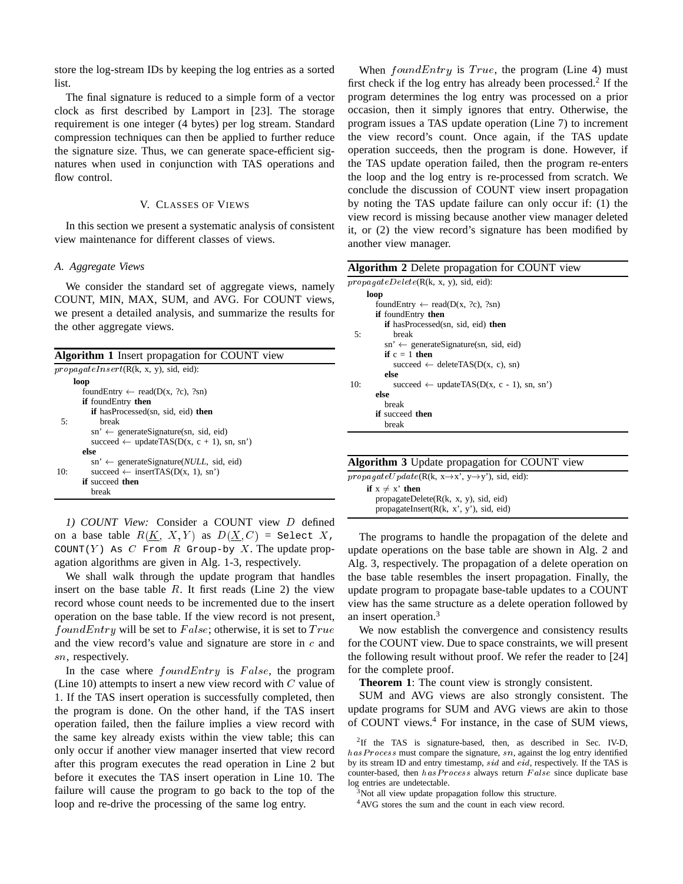store the log-stream IDs by keeping the log entries as a sorted list.

The final signature is reduced to a simple form of a vector clock as first described by Lamport in [23]. The storage requirement is one integer (4 bytes) per log stream. Standard compression techniques can then be applied to further reduce the signature size. Thus, we can generate space-efficient signatures when used in conjunction with TAS operations and flow control.

## V. Classes of Views

In this section we present a systematic analysis of consistent view maintenance for different classes of views.

### A. Aggregate Views

We consider the standard set of aggregate views, namely COUNT, MIN, MAX, SUM, and AVG. For COUNT views, we present a detailed analysis, and summarize the results for the other aggregate views.

**Algorithm 1** Insert propagation for COUNT view

```
propagateInsert(R(k, x, y), sid, eid):
      loop
         foundEntry ← read(D(x, ?c), ?sn)
         if foundEntry then
            if hasProcessed(sn, sid, eid) then
 5:            break
            sn' ← generateSignature(sn, sid, eid)
            succeed ← updateTAS(D(x, c + 1), sn, sn')
         else
            sn' ← generateSignature(NULL, sid, eid)
10:         succeed ← insertTAS(D(x, 1), sn')
         if succeed then
            break
```

*1) COUNT View:* Consider a COUNT view $D$ defined on a base table $R(\underline{K}, X, Y)$ as $D(\underline{X}, C)$ = `Select` $X$, `COUNT(`$Y$`) As` $C$ `From` $R$ `Group-by` $X$. The update propagation algorithms are given in Alg. 1-3, respectively.

We shall walk through the update program that handles insert on the base table $R$. It first reads (Line 2) the view record whose count needs to be incremented due to the insert operation on the base table. If the view record is not present, $foundEntry$ will be set to $False$; otherwise, it is set to $True$ and the view record's value and signature are store in $c$ and $sn$, respectively.

In the case where $foundEntry$ is $False$, the program (Line 10) attempts to insert a new view record with $C$ value of 1. If the TAS insert operation is successfully completed, then the program is done. On the other hand, if the TAS insert operation failed, then the failure implies a view record with the same key already exists within the view table; this can only occur if another view manager inserted that view record after this program executes the read operation in Line 2 but before it executes the TAS insert operation in Line 10. The failure will cause the program to go back to the top of the loop and re-drive the processing of the same log entry.

When $foundEntry$ is $True$, the program (Line 4) must first check if the log entry has already been processed.[2] If the program determines the log entry was processed on a prior occasion, then it simply ignores that entry. Otherwise, the program issues a TAS update operation (Line 7) to increment the view record's count. Once again, if the TAS update operation succeeds, then the program is done. However, if the TAS update operation failed, then the program re-enters the loop and the log entry is re-processed from scratch. We conclude the discussion of COUNT view insert propagation by noting the TAS update failure can only occur if: (1) the view record is missing because another view manager deleted it, or (2) the view record's signature has been modified by another view manager.

**Algorithm 2** Delete propagation for COUNT view

```
propagateDelete(R(k, x, y), sid, eid):
      loop
         foundEntry ← read(D(x, ?c), ?sn)
         if foundEntry then
            if hasProcessed(sn, sid, eid) then
 5:            break
            sn' ← generateSignature(sn, sid, eid)
            if c = 1 then
               succeed ← deleteTAS(D(x, c), sn)
            else
10:            succeed ← updateTAS(D(x, c - 1), sn, sn')
         else
            break
         if succeed then
            break
```

**Algorithm 3** Update propagation for COUNT view

```
propagateUpdate(R(k, x→x', y→y'), sid, eid):
      if x ≠ x' then
         propagateDelete(R(k, x, y), sid, eid)
         propagateInsert(R(k, x', y'), sid, eid)
```

The programs to handle the propagation of the delete and update operations on the base table are shown in Alg. 2 and Alg. 3, respectively. The propagation of a delete operation on the base table resembles the insert propagation. Finally, the update program to propagate base-table updates to a COUNT view has the same structure as a delete operation followed by an insert operation.[3]

We now establish the convergence and consistency results for the COUNT view. Due to space constraints, we will present the following result without proof. We refer the reader to [24] for the complete proof.

**Theorem 1**: The count view is strongly consistent.

SUM and AVG views are also strongly consistent. The update programs for SUM and AVG views are akin to those of COUNT views.[4] For instance, in the case of SUM views,

[2] If the TAS is signature-based, then, as described in Sec. IV-D, $hasProcess$ must compare the signature, $sn$, against the log entry identified by its stream ID and entry timestamp, $sid$ and $eid$, respectively. If the TAS is counter-based, then $hasProcess$ always return $False$ since duplicate base log entries are undetectable.

[3] Not all view update propagation follow this structure.

[4] AVG stores the sum and the count in each view record.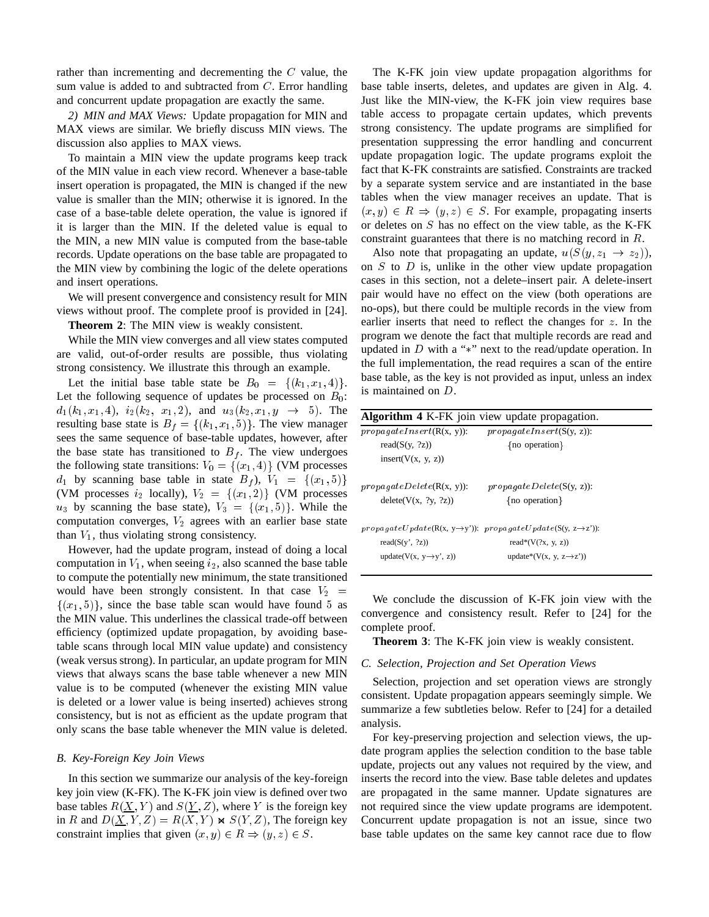rather than incrementing and decrementing the $C$ value, the sum value is added to and subtracted from $C$. Error handling and concurrent update propagation are exactly the same.

*2) MIN and MAX Views:* Update propagation for MIN and MAX views are similar. We briefly discuss MIN views. The discussion also applies to MAX views.

To maintain a MIN view the update programs keep track of the MIN value in each view record. Whenever a base-table insert operation is propagated, the MIN is changed if the new value is smaller than the MIN; otherwise it is ignored. In the case of a base-table delete operation, the value is ignored if it is larger than the MIN. If the deleted value is equal to the MIN, a new MIN value is computed from the base-table records. Update operations on the base table are propagated to the MIN view by combining the logic of the delete operations and insert operations.

We will present convergence and consistency result for MIN views without proof. The complete proof is provided in [24].

**Theorem 2**: The MIN view is weakly consistent.

While the MIN view converges and all view states computed are valid, out-of-order results are possible, thus violating strong consistency. We illustrate this through an example.

Let the initial base table state be $B_0 = \{(k_1, x_1, 4)\}$. Let the following sequence of updates be processed on $B_0$: $d_1(k_1, x_1, 4)$, $i_2(k_2,\ x_1, 2)$, and $u_3(k_2, x_1, y \rightarrow 5)$. The resulting base state is $B_f = \{(k_1, x_1, 5)\}$. The view manager sees the same sequence of base-table updates, however, after the base state has transitioned to $B_f$. The view undergoes the following state transitions: $V_0 = \{(x_1, 4)\}$ (VM processes $d_1$ by scanning base table in state $B_f$), $V_1 = \{(x_1, 5)\}$ (VM processes $i_2$ locally), $V_2 = \{(x_1, 2)\}$ (VM processes $u_3$ by scanning the base state), $V_3 = \{(x_1, 5)\}$. While the computation converges, $V_2$ agrees with an earlier base state than $V_1$, thus violating strong consistency.

However, had the update program, instead of doing a local computation in $V_1$, when seeing $i_2$, also scanned the base table to compute the potentially new minimum, the state transitioned would have been strongly consistent. In that case $V_2 = \{(x_1, 5)\}$, since the base table scan would have found 5 as the MIN value. This underlines the classical trade-off between efficiency (optimized update propagation, by avoiding base-table scans through local MIN value update) and consistency (weak versus strong). In particular, an update program for MIN views that always scans the base table whenever a new MIN value is to be computed (whenever the existing MIN value is deleted or a lower value is being inserted) achieves strong consistency, but is not as efficient as the update program that only scans the base table whenever the MIN value is deleted.

### *B. Key-Foreign Key Join Views*

In this section we summarize our analysis of the key-foreign key join view (K-FK). The K-FK join view is defined over two base tables $R(\underline{X}, Y)$ and $S(\underline{Y}, Z)$, where $Y$ is the foreign key in $R$ and $D(\underline{X}, Y, Z) = R(X, Y) \bowtie S(Y, Z)$, The foreign key constraint implies that given $(x, y) \in R \Rightarrow (y, z) \in S$.

The K-FK join view update propagation algorithms for base table inserts, deletes, and updates are given in Alg. 4. Just like the MIN-view, the K-FK join view requires base table access to propagate certain updates, which prevents strong consistency. The update programs are simplified for presentation suppressing the error handling and concurrent update propagation logic. The update programs exploit the fact that K-FK constraints are satisfied. Constraints are tracked by a separate system service and are instantiated in the base tables when the view manager receives an update. That is $(x, y) \in R \Rightarrow (y, z) \in S$. For example, propagating inserts or deletes on $S$ has no effect on the view table, as the K-FK constraint guarantees that there is no matching record in $R$.

Also note that propagating an update, $u(S(y, z_1 \rightarrow z_2))$, on $S$ to $D$ is, unlike in the other view update propagation cases in this section, not a delete–insert pair. A delete-insert pair would have no effect on the view (both operations are no-ops), but there could be multiple records in the view from earlier inserts that need to reflect the changes for $z$. In the program we denote the fact that multiple records are read and updated in $D$ with a "$*$" next to the read/update operation. In the full implementation, the read requires a scan of the entire base table, as the key is not provided as input, unless an index is maintained on $D$.

**Algorithm 4** K-FK join view update propagation.

```
propagateInsert(R(x, y)):          propagateInsert(S(y, z)):
    read(S(y, ?z))                     {no operation}
    insert(V(x, y, z))

propagateDelete(R(x, y)):          propagateDelete(S(y, z)):
    delete(V(x, ?y, ?z))               {no operation}

propagateUpdate(R(x, y→y')):       propagateUpdate(S(y, z→z')):
    read(S(y', ?z))                    read*(V(?x, y, z))
    update(V(x, y→y', z))              update*(V(x, y, z→z'))
```

We conclude the discussion of K-FK join view with the convergence and consistency result. Refer to [24] for the complete proof.

**Theorem 3**: The K-FK join view is weakly consistent.

### *C. Selection, Projection and Set Operation Views*

Selection, projection and set operation views are strongly consistent. Update propagation appears seemingly simple. We summarize a few subtleties below. Refer to [24] for a detailed analysis.

For key-preserving projection and selection views, the update program applies the selection condition to the base table update, projects out any values not required by the view, and inserts the record into the view. Base table deletes and updates are propagated in the same manner. Update signatures are not required since the view update programs are idempotent. Concurrent update propagation is not an issue, since two base table updates on the same key cannot race due to flow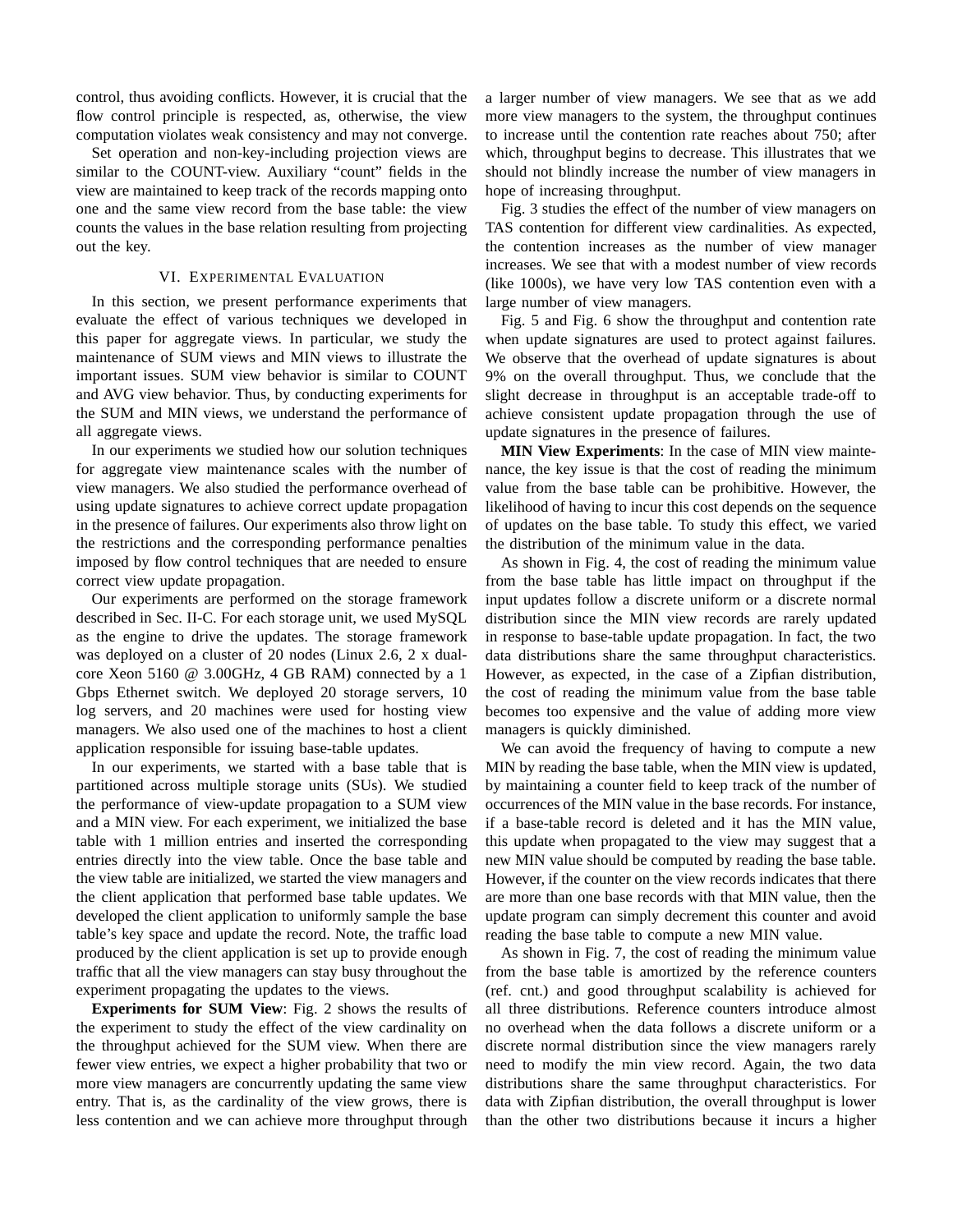control, thus avoiding conflicts. However, it is crucial that the flow control principle is respected, as, otherwise, the view computation violates weak consistency and may not converge.

Set operation and non-key-including projection views are similar to the COUNT-view. Auxiliary "count" fields in the view are maintained to keep track of the records mapping onto one and the same view record from the base table: the view counts the values in the base relation resulting from projecting out the key.

## VI. Experimental Evaluation

In this section, we present performance experiments that evaluate the effect of various techniques we developed in this paper for aggregate views. In particular, we study the maintenance of SUM views and MIN views to illustrate the important issues. SUM view behavior is similar to COUNT and AVG view behavior. Thus, by conducting experiments for the SUM and MIN views, we understand the performance of all aggregate views.

In our experiments we studied how our solution techniques for aggregate view maintenance scales with the number of view managers. We also studied the performance overhead of using update signatures to achieve correct update propagation in the presence of failures. Our experiments also throw light on the restrictions and the corresponding performance penalties imposed by flow control techniques that are needed to ensure correct view update propagation.

Our experiments are performed on the storage framework described in Sec. II-C. For each storage unit, we used MySQL as the engine to drive the updates. The storage framework was deployed on a cluster of 20 nodes (Linux 2.6, 2 x dual-core Xeon 5160 @ 3.00GHz, 4 GB RAM) connected by a 1 Gbps Ethernet switch. We deployed 20 storage servers, 10 log servers, and 20 machines were used for hosting view managers. We also used one of the machines to host a client application responsible for issuing base-table updates.

In our experiments, we started with a base table that is partitioned across multiple storage units (SUs). We studied the performance of view-update propagation to a SUM view and a MIN view. For each experiment, we initialized the base table with 1 million entries and inserted the corresponding entries directly into the view table. Once the base table and the view table are initialized, we started the view managers and the client application that performed base table updates. We developed the client application to uniformly sample the base table's key space and update the record. Note, the traffic load produced by the client application is set up to provide enough traffic that all the view managers can stay busy throughout the experiment propagating the updates to the views.

**Experiments for SUM View**: Fig. 2 shows the results of the experiment to study the effect of the view cardinality on the throughput achieved for the SUM view. When there are fewer view entries, we expect a higher probability that two or more view managers are concurrently updating the same view entry. That is, as the cardinality of the view grows, there is less contention and we can achieve more throughput through a larger number of view managers. We see that as we add more view managers to the system, the throughput continues to increase until the contention rate reaches about 750; after which, throughput begins to decrease. This illustrates that we should not blindly increase the number of view managers in hope of increasing throughput.

Fig. 3 studies the effect of the number of view managers on TAS contention for different view cardinalities. As expected, the contention increases as the number of view manager increases. We see that with a modest number of view records (like 1000s), we have very low TAS contention even with a large number of view managers.

Fig. 5 and Fig. 6 show the throughput and contention rate when update signatures are used to protect against failures. We observe that the overhead of update signatures is about 9% on the overall throughput. Thus, we conclude that the slight decrease in throughput is an acceptable trade-off to achieve consistent update propagation through the use of update signatures in the presence of failures.

**MIN View Experiments**: In the case of MIN view maintenance, the key issue is that the cost of reading the minimum value from the base table can be prohibitive. However, the likelihood of having to incur this cost depends on the sequence of updates on the base table. To study this effect, we varied the distribution of the minimum value in the data.

As shown in Fig. 4, the cost of reading the minimum value from the base table has little impact on throughput if the input updates follow a discrete uniform or a discrete normal distribution since the MIN view records are rarely updated in response to base-table update propagation. In fact, the two data distributions share the same throughput characteristics. However, as expected, in the case of a Zipfian distribution, the cost of reading the minimum value from the base table becomes too expensive and the value of adding more view managers is quickly diminished.

We can avoid the frequency of having to compute a new MIN by reading the base table, when the MIN view is updated, by maintaining a counter field to keep track of the number of occurrences of the MIN value in the base records. For instance, if a base-table record is deleted and it has the MIN value, this update when propagated to the view may suggest that a new MIN value should be computed by reading the base table. However, if the counter on the view records indicates that there are more than one base records with that MIN value, then the update program can simply decrement this counter and avoid reading the base table to compute a new MIN value.

As shown in Fig. 7, the cost of reading the minimum value from the base table is amortized by the reference counters (ref. cnt.) and good throughput scalability is achieved for all three distributions. Reference counters introduce almost no overhead when the data follows a discrete uniform or a discrete normal distribution since the view managers rarely need to modify the min view record. Again, the two data distributions share the same throughput characteristics. For data with Zipfian distribution, the overall throughput is lower than the other two distributions because it incurs a higher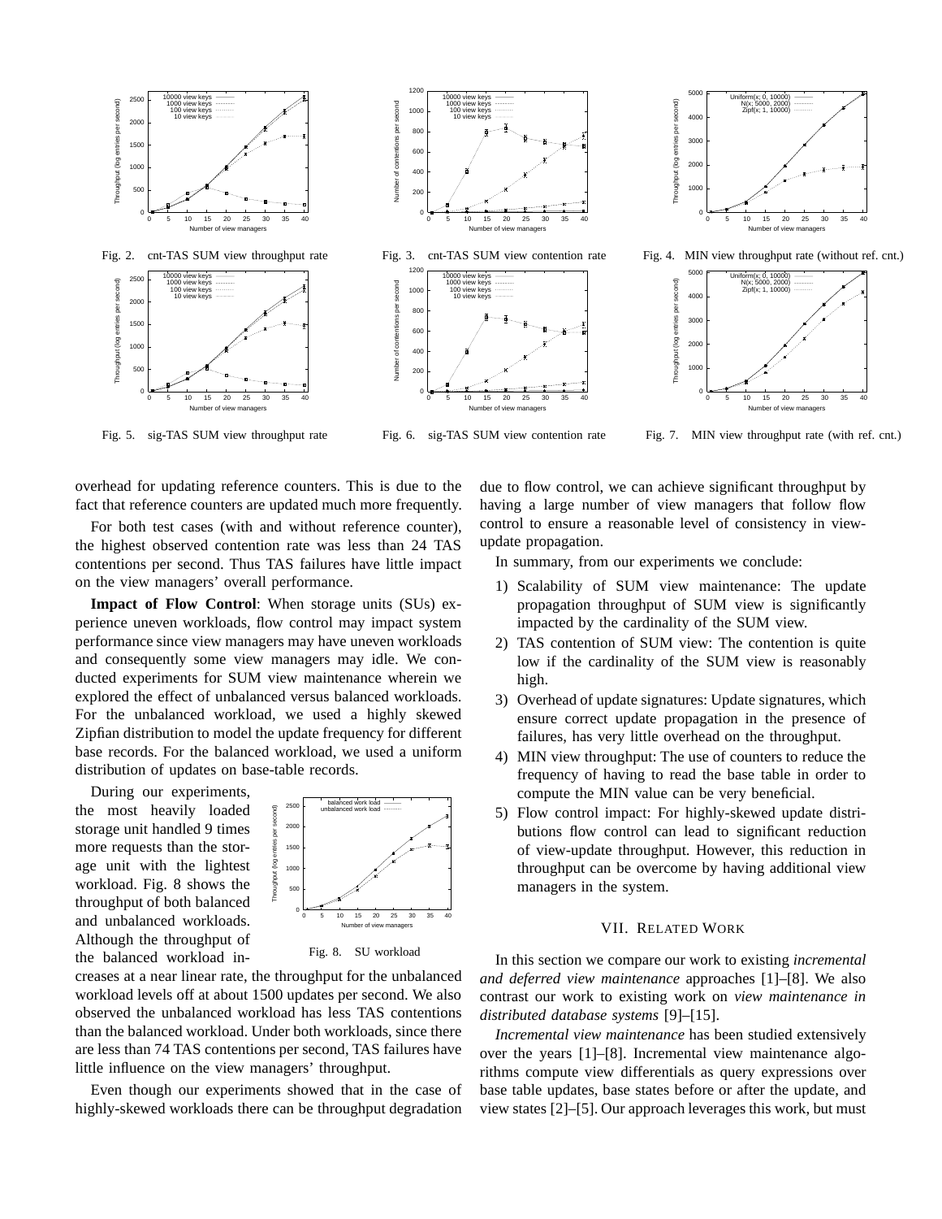Fig. 2. cnt-TAS SUM view throughput rate

Fig. 3. cnt-TAS SUM view contention rate

Fig. 4. MIN view throughput rate (without ref. cnt.)

Fig. 5. sig-TAS SUM view throughput rate

Fig. 6. sig-TAS SUM view contention rate

Fig. 7. MIN view throughput rate (with ref. cnt.)

overhead for updating reference counters. This is due to the fact that reference counters are updated much more frequently.

For both test cases (with and without reference counter), the highest observed contention rate was less than 24 TAS contentions per second. Thus TAS failures have little impact on the view managers' overall performance.

**Impact of Flow Control**: When storage units (SUs) experience uneven workloads, flow control may impact system performance since view managers may have uneven workloads and consequently some view managers may idle. We conducted experiments for SUM view maintenance wherein we explored the effect of unbalanced versus balanced workloads. For the unbalanced workload, we used a highly skewed Zipfian distribution to model the update frequency for different base records. For the balanced workload, we used a uniform distribution of updates on base-table records.

During our experiments, the most heavily loaded storage unit handled 9 times more requests than the storage unit with the lightest workload. Fig. 8 shows the throughput of both balanced and unbalanced workloads. Although the throughput of the balanced workload increases at a near linear rate, the throughput for the unbalanced workload levels off at about 1500 updates per second. We also observed the unbalanced workload has less TAS contentions than the balanced workload. Under both workloads, since there are less than 74 TAS contentions per second, TAS failures have little influence on the view managers' throughput.

Fig. 8. SU workload

Even though our experiments showed that in the case of highly-skewed workloads there can be throughput degradation due to flow control, we can achieve significant throughput by having a large number of view managers that follow flow control to ensure a reasonable level of consistency in view-update propagation.

In summary, from our experiments we conclude:

1) Scalability of SUM view maintenance: The update propagation throughput of SUM view is significantly impacted by the cardinality of the SUM view.
2) TAS contention of SUM view: The contention is quite low if the cardinality of the SUM view is reasonably high.
3) Overhead of update signatures: Update signatures, which ensure correct update propagation in the presence of failures, has very little overhead on the throughput.
4) MIN view throughput: The use of counters to reduce the frequency of having to read the base table in order to compute the MIN value can be very beneficial.
5) Flow control impact: For highly-skewed update distributions flow control can lead to significant reduction of view-update throughput. However, this reduction in throughput can be overcome by having additional view managers in the system.

## VII. Related Work

In this section we compare our work to existing *incremental and deferred view maintenance* approaches [1]–[8]. We also contrast our work to existing work on *view maintenance in distributed database systems* [9]–[15].

*Incremental view maintenance* has been studied extensively over the years [1]–[8]. Incremental view maintenance algorithms compute view differentials as query expressions over base table updates, base states before or after the update, and view states [2]–[5]. Our approach leverages this work, but must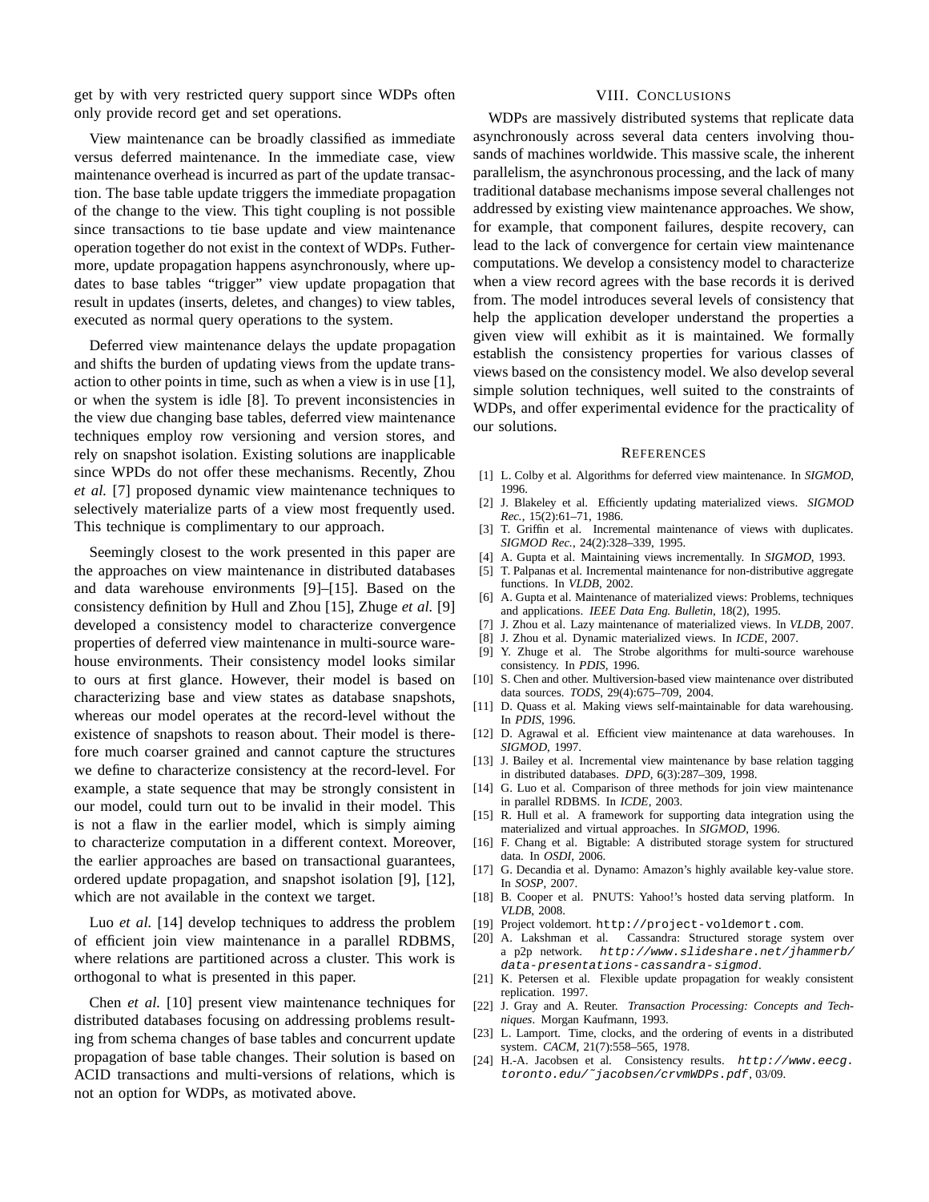get by with very restricted query support since WDPs often only provide record get and set operations.

View maintenance can be broadly classified as immediate versus deferred maintenance. In the immediate case, view maintenance overhead is incurred as part of the update transaction. The base table update triggers the immediate propagation of the change to the view. This tight coupling is not possible since transactions to tie base update and view maintenance operation together do not exist in the context of WDPs. Futhermore, update propagation happens asynchronously, where updates to base tables "trigger" view update propagation that result in updates (inserts, deletes, and changes) to view tables, executed as normal query operations to the system.

Deferred view maintenance delays the update propagation and shifts the burden of updating views from the update transaction to other points in time, such as when a view is in use [1], or when the system is idle [8]. To prevent inconsistencies in the view due changing base tables, deferred view maintenance techniques employ row versioning and version stores, and rely on snapshot isolation. Existing solutions are inapplicable since WPDs do not offer these mechanisms. Recently, Zhou *et al.* [7] proposed dynamic view maintenance techniques to selectively materialize parts of a view most frequently used. This technique is complimentary to our approach.

Seemingly closest to the work presented in this paper are the approaches on view maintenance in distributed databases and data warehouse environments [9]–[15]. Based on the consistency definition by Hull and Zhou [15], Zhuge *et al.* [9] developed a consistency model to characterize convergence properties of deferred view maintenance in multi-source warehouse environments. Their consistency model looks similar to ours at first glance. However, their model is based on characterizing base and view states as database snapshots, whereas our model operates at the record-level without the existence of snapshots to reason about. Their model is therefore much coarser grained and cannot capture the structures we define to characterize consistency at the record-level. For example, a state sequence that may be strongly consistent in our model, could turn out to be invalid in their model. This is not a flaw in the earlier model, which is simply aiming to characterize computation in a different context. Moreover, the earlier approaches are based on transactional guarantees, ordered update propagation, and snapshot isolation [9], [12], which are not available in the context we target.

Luo *et al.* [14] develop techniques to address the problem of efficient join view maintenance in a parallel RDBMS, where relations are partitioned across a cluster. This work is orthogonal to what is presented in this paper.

Chen *et al.* [10] present view maintenance techniques for distributed databases focusing on addressing problems resulting from schema changes of base tables and concurrent update propagation of base table changes. Their solution is based on ACID transactions and multi-versions of relations, which is not an option for WDPs, as motivated above.

## VIII. Conclusions

WDPs are massively distributed systems that replicate data asynchronously across several data centers involving thousands of machines worldwide. This massive scale, the inherent parallelism, the asynchronous processing, and the lack of many traditional database mechanisms impose several challenges not addressed by existing view maintenance approaches. We show, for example, that component failures, despite recovery, can lead to the lack of convergence for certain view maintenance computations. We develop a consistency model to characterize when a view record agrees with the base records it is derived from. The model introduces several levels of consistency that help the application developer understand the properties a given view will exhibit as it is maintained. We formally establish the consistency properties for various classes of views based on the consistency model. We also develop several simple solution techniques, well suited to the constraints of WDPs, and offer experimental evidence for the practicality of our solutions.

## References

[1] L. Colby et al. Algorithms for deferred view maintenance. In *SIGMOD*, 1996.

[2] J. Blakeley et al. Efficiently updating materialized views. *SIGMOD Rec.*, 15(2):61–71, 1986.

[3] T. Griffin et al. Incremental maintenance of views with duplicates. *SIGMOD Rec.*, 24(2):328–339, 1995.

[4] A. Gupta et al. Maintaining views incrementally. In *SIGMOD*, 1993.

[5] T. Palpanas et al. Incremental maintenance for non-distributive aggregate functions. In *VLDB*, 2002.

[6] A. Gupta et al. Maintenance of materialized views: Problems, techniques and applications. *IEEE Data Eng. Bulletin*, 18(2), 1995.

[7] J. Zhou et al. Lazy maintenance of materialized views. In *VLDB*, 2007.

[8] J. Zhou et al. Dynamic materialized views. In *ICDE*, 2007.

[9] Y. Zhuge et al. The Strobe algorithms for multi-source warehouse consistency. In *PDIS*, 1996.

[10] S. Chen and other. Multiversion-based view maintenance over distributed data sources. *TODS*, 29(4):675–709, 2004.

[11] D. Quass et al. Making views self-maintainable for data warehousing. In *PDIS*, 1996.

[12] D. Agrawal et al. Efficient view maintenance at data warehouses. In *SIGMOD*, 1997.

[13] J. Bailey et al. Incremental view maintenance by base relation tagging in distributed databases. *DPD*, 6(3):287–309, 1998.

[14] G. Luo et al. Comparison of three methods for join view maintenance in parallel RDBMS. In *ICDE*, 2003.

[15] R. Hull et al. A framework for supporting data integration using the materialized and virtual approaches. In *SIGMOD*, 1996.

[16] F. Chang et al. Bigtable: A distributed storage system for structured data. In *OSDI*, 2006.

[17] G. Decandia et al. Dynamo: Amazon's highly available key-value store. In *SOSP*, 2007.

[18] B. Cooper et al. PNUTS: Yahoo!'s hosted data serving platform. In *VLDB*, 2008.

[19] Project voldemort. `http://project-voldemort.com`.

[20] A. Lakshman et al. Cassandra: Structured storage system over a p2p network. `http://www.slideshare.net/jhammerb/data-presentations-cassandra-sigmod`.

[21] K. Petersen et al. Flexible update propagation for weakly consistent replication. 1997.

[22] J. Gray and A. Reuter. *Transaction Processing: Concepts and Techniques*. Morgan Kaufmann, 1993.

[23] L. Lamport. Time, clocks, and the ordering of events in a distributed system. *CACM*, 21(7):558–565, 1978.

[24] H.-A. Jacobsen et al. Consistency results. `http://www.eecg.toronto.edu/~jacobsen/crvmWDPs.pdf`, 03/09.